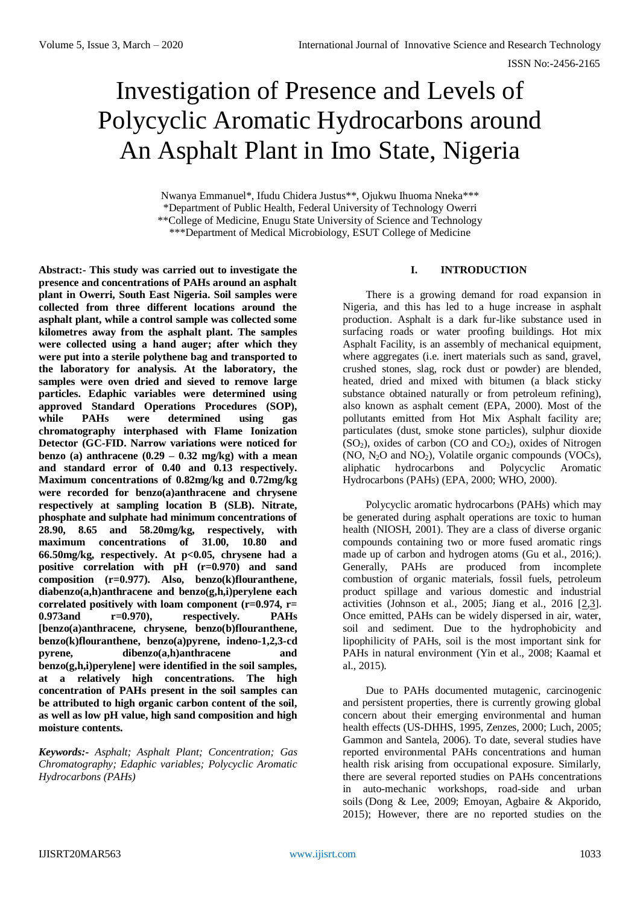# Investigation of Presence and Levels of Polycyclic Aromatic Hydrocarbons around An Asphalt Plant in Imo State, Nigeria

Nwanya Emmanuel*, Ifudu Chidera Justus**, Ojukwu Ihuoma Nneka***
*Department of Public Health, Federal University of Technology Owerri
**College of Medicine, Enugu State University of Science and Technology
***Department of Medical Microbiology, ESUT College of Medicine

**Abstract:- This study was carried out to investigate the presence and concentrations of PAHs around an asphalt plant in Owerri, South East Nigeria. Soil samples were collected from three different locations around the asphalt plant, while a control sample was collected some kilometres away from the asphalt plant. The samples were collected using a hand auger; after which they were put into a sterile polythene bag and transported to the laboratory for analysis. At the laboratory, the samples were oven dried and sieved to remove large particles. Edaphic variables were determined using approved Standard Operations Procedures (SOP), while PAHs were determined using gas chromatography interphased with Flame Ionization Detector (GC-FID. Narrow variations were noticed for benzo (a) anthracene (0.29 – 0.32 mg/kg) with a mean and standard error of 0.40 and 0.13 respectively. Maximum concentrations of 0.82mg/kg and 0.72mg/kg were recorded for benzo(a)anthracene and chrysene respectively at sampling location B (SLB). Nitrate, phosphate and sulphate had minimum concentrations of 28.90, 8.65 and 58.20mg/kg, respectively, with maximum concentrations of 31.00, 10.80 and 66.50mg/kg, respectively. At $p<0.05$, chrysene had a positive correlation with pH ($r=0.970$) and sand composition ($r=0.977$). Also, benzo(k)flouranthene, diabenzo(a,h)anthracene and benzo(g,h,i)perylene each correlated positively with loam component ($r=0.974$, $r=0.973$and $r=0.970$), respectively. PAHs [benzo(a)anthracene, chrysene, benzo(b)flouranthene, benzo(k)flouranthene, benzo(a)pyrene, indeno-1,2,3-cd pyrene, dibenzo(a,h)anthracene and benzo(g,h,i)perylene] were identified in the soil samples, at a relatively high concentrations. The high concentration of PAHs present in the soil samples can be attributed to high organic carbon content of the soil, as well as low pH value, high sand composition and high moisture contents.**

***Keywords:-*** *Asphalt; Asphalt Plant; Concentration; Gas Chromatography; Edaphic variables; Polycyclic Aromatic Hydrocarbons (PAHs)*

## I. INTRODUCTION

There is a growing demand for road expansion in Nigeria, and this has led to a huge increase in asphalt production. Asphalt is a dark fur-like substance used in surfacing roads or water proofing buildings. Hot mix Asphalt Facility, is an assembly of mechanical equipment, where aggregates (i.e. inert materials such as sand, gravel, crushed stones, slag, rock dust or powder) are blended, heated, dried and mixed with bitumen (a black sticky substance obtained naturally or from petroleum refining), also known as asphalt cement (EPA, 2000). Most of the pollutants emitted from Hot Mix Asphalt facility are; particulates (dust, smoke stone particles), sulphur dioxide ($SO_2$), oxides of carbon (CO and $CO_2$), oxides of Nitrogen (NO, $N_2O$ and $NO_2$), Volatile organic compounds (VOCs), aliphatic hydrocarbons and Polycyclic Aromatic Hydrocarbons (PAHs) (EPA, 2000; WHO, 2000).

Polycyclic aromatic hydrocarbons (PAHs) which may be generated during asphalt operations are toxic to human health (NIOSH, 2001). They are a class of diverse organic compounds containing two or more fused aromatic rings made up of carbon and hydrogen atoms (Gu et al., 2016;). Generally, PAHs are produced from incomplete combustion of organic materials, fossil fuels, petroleum product spillage and various domestic and industrial activities (Johnson et al., 2005; Jiang et al., 2016 [2,3]. Once emitted, PAHs can be widely dispersed in air, water, soil and sediment. Due to the hydrophobicity and lipophilicity of PAHs, soil is the most important sink for PAHs in natural environment (Yin et al., 2008; Kaamal et al., 2015).

Due to PAHs documented mutagenic, carcinogenic and persistent properties, there is currently growing global concern about their emerging environmental and human health effects (US-DHHS, 1995, Zenzes, 2000; Luch, 2005; Gammon and Santela, 2006). To date, several studies have reported environmental PAHs concentrations and human health risk arising from occupational exposure. Similarly, there are several reported studies on PAHs concentrations in auto-mechanic workshops, road-side and urban soils (Dong & Lee, 2009; Emoyan, Agbaire & Akporido, 2015); However, there are no reported studies on the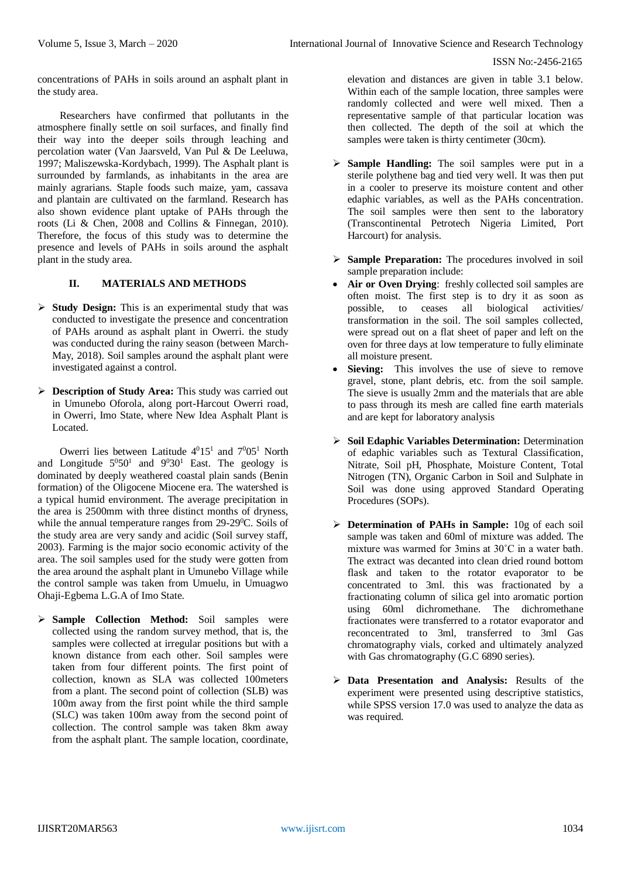concentrations of PAHs in soils around an asphalt plant in the study area.

Researchers have confirmed that pollutants in the atmosphere finally settle on soil surfaces, and finally find their way into the deeper soils through leaching and percolation water (Van Jaarsveld, Van Pul & De Leeluwa, 1997; Maliszewska-Kordybach, 1999). The Asphalt plant is surrounded by farmlands, as inhabitants in the area are mainly agrarians. Staple foods such maize, yam, cassava and plantain are cultivated on the farmland. Research has also shown evidence plant uptake of PAHs through the roots (Li & Chen, 2008 and Collins & Finnegan, 2010). Therefore, the focus of this study was to determine the presence and levels of PAHs in soils around the asphalt plant in the study area.

## II. MATERIALS AND METHODS

- **Study Design:** This is an experimental study that was conducted to investigate the presence and concentration of PAHs around as asphalt plant in Owerri. the study was conducted during the rainy season (between March-May, 2018). Soil samples around the asphalt plant were investigated against a control.

- **Description of Study Area:** This study was carried out in Umunebo Oforola, along port-Harcout Owerri road, in Owerri, Imo State, where New Idea Asphalt Plant is Located.

Owerri lies between Latitude $4^{0}15^{1}$ and $7^{0}05^{1}$ North and Longitude $5^{0}50^{1}$ and $9^{0}30^{1}$ East. The geology is dominated by deeply weathered coastal plain sands (Benin formation) of the Oligocene Miocene era. The watershed is a typical humid environment. The average precipitation in the area is 2500mm with three distinct months of dryness, while the annual temperature ranges from 29-29$^{0}$C. Soils of the study area are very sandy and acidic (Soil survey staff, 2003). Farming is the major socio economic activity of the area. The soil samples used for the study were gotten from the area around the asphalt plant in Umunebo Village while the control sample was taken from Umuelu, in Umuagwo Ohaji-Egbema L.G.A of Imo State.

- **Sample Collection Method:** Soil samples were collected using the random survey method, that is, the samples were collected at irregular positions but with a known distance from each other. Soil samples were taken from four different points. The first point of collection, known as SLA was collected 100meters from a plant. The second point of collection (SLB) was 100m away from the first point while the third sample (SLC) was taken 100m away from the second point of collection. The control sample was taken 8km away from the asphalt plant. The sample location, coordinate, elevation and distances are given in table 3.1 below. Within each of the sample location, three samples were randomly collected and were well mixed. Then a representative sample of that particular location was then collected. The depth of the soil at which the samples were taken is thirty centimeter (30cm).

- **Sample Handling:** The soil samples were put in a sterile polythene bag and tied very well. It was then put in a cooler to preserve its moisture content and other edaphic variables, as well as the PAHs concentration. The soil samples were then sent to the laboratory (Transcontinental Petrotech Nigeria Limited, Port Harcourt) for analysis.

- **Sample Preparation:** The procedures involved in soil sample preparation include:
  - **Air or Oven Drying**: freshly collected soil samples are often moist. The first step is to dry it as soon as possible, to ceases all biological activities/ transformation in the soil. The soil samples collected, were spread out on a flat sheet of paper and left on the oven for three days at low temperature to fully eliminate all moisture present.
  - **Sieving:** This involves the use of sieve to remove gravel, stone, plant debris, etc. from the soil sample. The sieve is usually 2mm and the materials that are able to pass through its mesh are called fine earth materials and are kept for laboratory analysis

- **Soil Edaphic Variables Determination:** Determination of edaphic variables such as Textural Classification, Nitrate, Soil pH, Phosphate, Moisture Content, Total Nitrogen (TN), Organic Carbon in Soil and Sulphate in Soil was done using approved Standard Operating Procedures (SOPs).

- **Determination of PAHs in Sample:** 10g of each soil sample was taken and 60ml of mixture was added. The mixture was warmed for 3mins at 30˚C in a water bath. The extract was decanted into clean dried round bottom flask and taken to the rotator evaporator to be concentrated to 3ml. this was fractionated by a fractionating column of silica gel into aromatic portion using 60ml dichromethane. The dichromethane fractionates were transferred to a rotator evaporator and reconcentrated to 3ml, transferred to 3ml Gas chromatography vials, corked and ultimately analyzed with Gas chromatography (G.C 6890 series).

- **Data Presentation and Analysis:** Results of the experiment were presented using descriptive statistics, while SPSS version 17.0 was used to analyze the data as was required.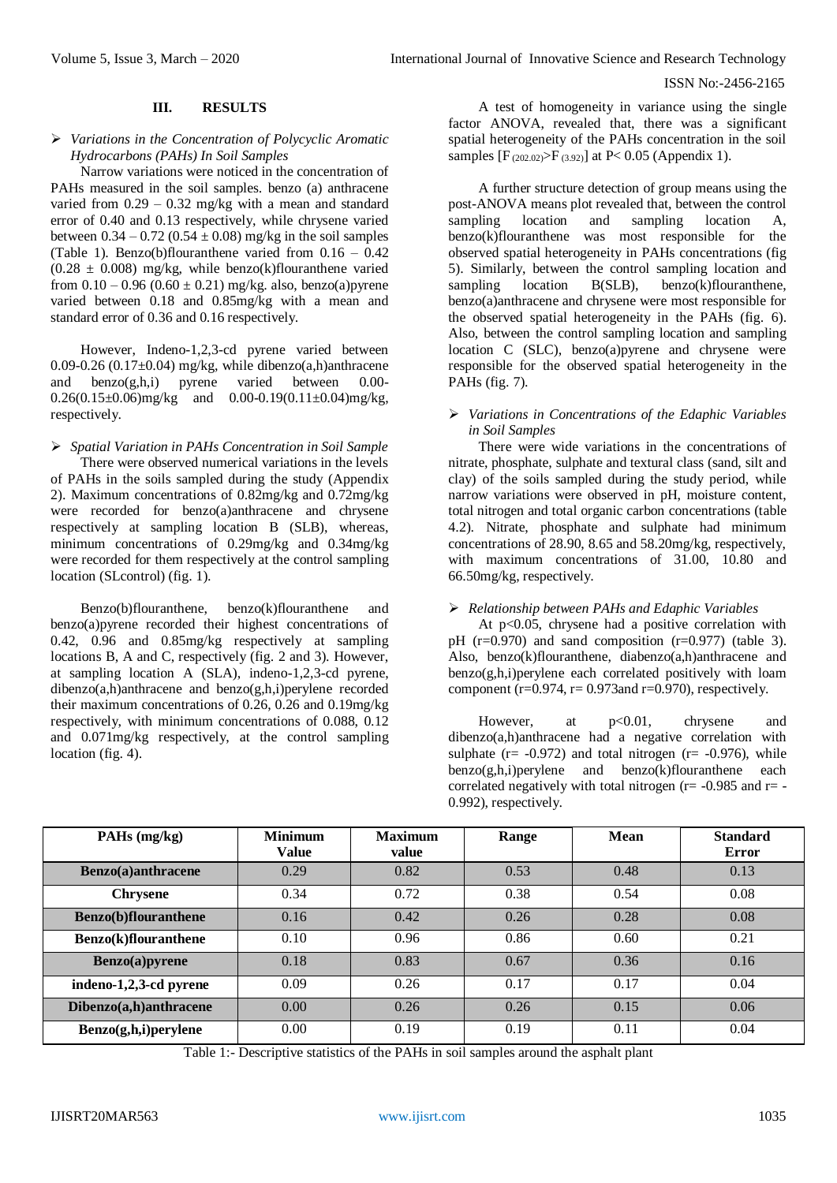## III. RESULTS

- *Variations in the Concentration of Polycyclic Aromatic Hydrocarbons (PAHs) In Soil Samples*

Narrow variations were noticed in the concentration of PAHs measured in the soil samples. benzo (a) anthracene varied from 0.29 – 0.32 mg/kg with a mean and standard error of 0.40 and 0.13 respectively, while chrysene varied between 0.34 – 0.72 (0.54 ± 0.08) mg/kg in the soil samples (Table 1). Benzo(b)flouranthene varied from 0.16 – 0.42 (0.28 ± 0.008) mg/kg, while benzo(k)flouranthene varied from 0.10 – 0.96 (0.60 ± 0.21) mg/kg. also, benzo(a)pyrene varied between 0.18 and 0.85mg/kg with a mean and standard error of 0.36 and 0.16 respectively.

However, Indeno-1,2,3-cd pyrene varied between 0.09-0.26 (0.17±0.04) mg/kg, while dibenzo(a,h)anthracene and benzo(g,h,i) pyrene varied between 0.00-0.26(0.15±0.06)mg/kg and 0.00-0.19(0.11±0.04)mg/kg, respectively.

- *Spatial Variation in PAHs Concentration in Soil Sample*

There were observed numerical variations in the levels of PAHs in the soils sampled during the study (Appendix 2). Maximum concentrations of 0.82mg/kg and 0.72mg/kg were recorded for benzo(a)anthracene and chrysene respectively at sampling location B (SLB), whereas, minimum concentrations of 0.29mg/kg and 0.34mg/kg were recorded for them respectively at the control sampling location (SLcontrol) (fig. 1).

Benzo(b)flouranthene, benzo(k)flouranthene and benzo(a)pyrene recorded their highest concentrations of 0.42, 0.96 and 0.85mg/kg respectively at sampling locations B, A and C, respectively (fig. 2 and 3). However, at sampling location A (SLA), indeno-1,2,3-cd pyrene, dibenzo(a,h)anthracene and benzo(g,h,i)perylene recorded their maximum concentrations of 0.26, 0.26 and 0.19mg/kg respectively, with minimum concentrations of 0.088, 0.12 and 0.071mg/kg respectively, at the control sampling location (fig. 4).

A test of homogeneity in variance using the single factor ANOVA, revealed that, there was a significant spatial heterogeneity of the PAHs concentration in the soil samples [$F_{(202.02)} > F_{(3.92)}$] at $P < 0.05$ (Appendix 1).

A further structure detection of group means using the post-ANOVA means plot revealed that, between the control sampling location and sampling location A, benzo(k)flouranthene was most responsible for the observed spatial heterogeneity in PAHs concentrations (fig 5). Similarly, between the control sampling location and sampling location B(SLB), benzo(k)flouranthene, benzo(a)anthracene and chrysene were most responsible for the observed spatial heterogeneity in the PAHs (fig. 6). Also, between the control sampling location and sampling location C (SLC), benzo(a)pyrene and chrysene were responsible for the observed spatial heterogeneity in the PAHs (fig. 7).

- *Variations in Concentrations of the Edaphic Variables in Soil Samples*

There were wide variations in the concentrations of nitrate, phosphate, sulphate and textural class (sand, silt and clay) of the soils sampled during the study period, while narrow variations were observed in pH, moisture content, total nitrogen and total organic carbon concentrations (table 4.2). Nitrate, phosphate and sulphate had minimum concentrations of 28.90, 8.65 and 58.20mg/kg, respectively, with maximum concentrations of 31.00, 10.80 and 66.50mg/kg, respectively.

- *Relationship between PAHs and Edaphic Variables*

At $p<0.05$, chrysene had a positive correlation with pH ($r=0.970$) and sand composition ($r=0.977$) (table 3). Also, benzo(k)flouranthene, diabenzo(a,h)anthracene and benzo(g,h,i)perylene each correlated positively with loam component ($r=0.974$, $r= 0.973$and $r=0.970$), respectively.

However, at $p<0.01$, chrysene and dibenzo(a,h)anthracene had a negative correlation with sulphate ($r= -0.972$) and total nitrogen ($r= -0.976$), while benzo(g,h,i)perylene and benzo(k)flouranthene each correlated negatively with total nitrogen ($r= -0.985$ and $r= -0.992$), respectively.

| PAHs (mg/kg) | Minimum Value | Maximum value | Range | Mean | Standard Error |
|---|---|---|---|---|---|
| **Benzo(a)anthracene** | 0.29 | 0.82 | 0.53 | 0.48 | 0.13 |
| **Chrysene** | 0.34 | 0.72 | 0.38 | 0.54 | 0.08 |
| **Benzo(b)flouranthene** | 0.16 | 0.42 | 0.26 | 0.28 | 0.08 |
| **Benzo(k)flouranthene** | 0.10 | 0.96 | 0.86 | 0.60 | 0.21 |
| **Benzo(a)pyrene** | 0.18 | 0.83 | 0.67 | 0.36 | 0.16 |
| **indeno-1,2,3-cd pyrene** | 0.09 | 0.26 | 0.17 | 0.17 | 0.04 |
| **Dibenzo(a,h)anthracene** | 0.00 | 0.26 | 0.26 | 0.15 | 0.06 |
| **Benzo(g,h,i)perylene** | 0.00 | 0.19 | 0.19 | 0.11 | 0.04 |

Table 1:- Descriptive statistics of the PAHs in soil samples around the asphalt plant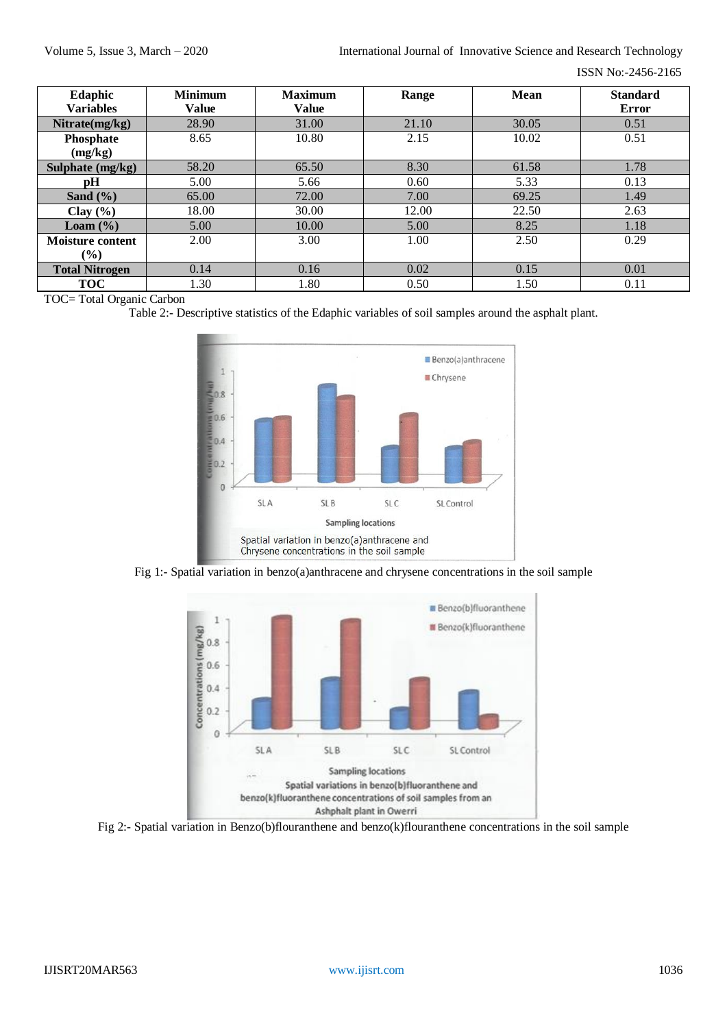| Edaphic Variables | Minimum Value | Maximum Value | Range | Mean | Standard Error |
|---|---|---|---|---|---|
| **Nitrate(mg/kg)** | 28.90 | 31.00 | 21.10 | 30.05 | 0.51 |
| **Phosphate (mg/kg)** | 8.65 | 10.80 | 2.15 | 10.02 | 0.51 |
| **Sulphate (mg/kg)** | 58.20 | 65.50 | 8.30 | 61.58 | 1.78 |
| **pH** | 5.00 | 5.66 | 0.60 | 5.33 | 0.13 |
| **Sand (%)** | 65.00 | 72.00 | 7.00 | 69.25 | 1.49 |
| **Clay (%)** | 18.00 | 30.00 | 12.00 | 22.50 | 2.63 |
| **Loam (%)** | 5.00 | 10.00 | 5.00 | 8.25 | 1.18 |
| **Moisture content (%)** | 2.00 | 3.00 | 1.00 | 2.50 | 0.29 |
| **Total Nitrogen** | 0.14 | 0.16 | 0.02 | 0.15 | 0.01 |
| **TOC** | 1.30 | 1.80 | 0.50 | 1.50 | 0.11 |

TOC= Total Organic Carbon

Table 2:- Descriptive statistics of the Edaphic variables of soil samples around the asphalt plant.

Fig 1:- Spatial variation in benzo(a)anthracene and chrysene concentrations in the soil sample

Fig 2:- Spatial variation in Benzo(b)flouranthene and benzo(k)flouranthene concentrations in the soil sample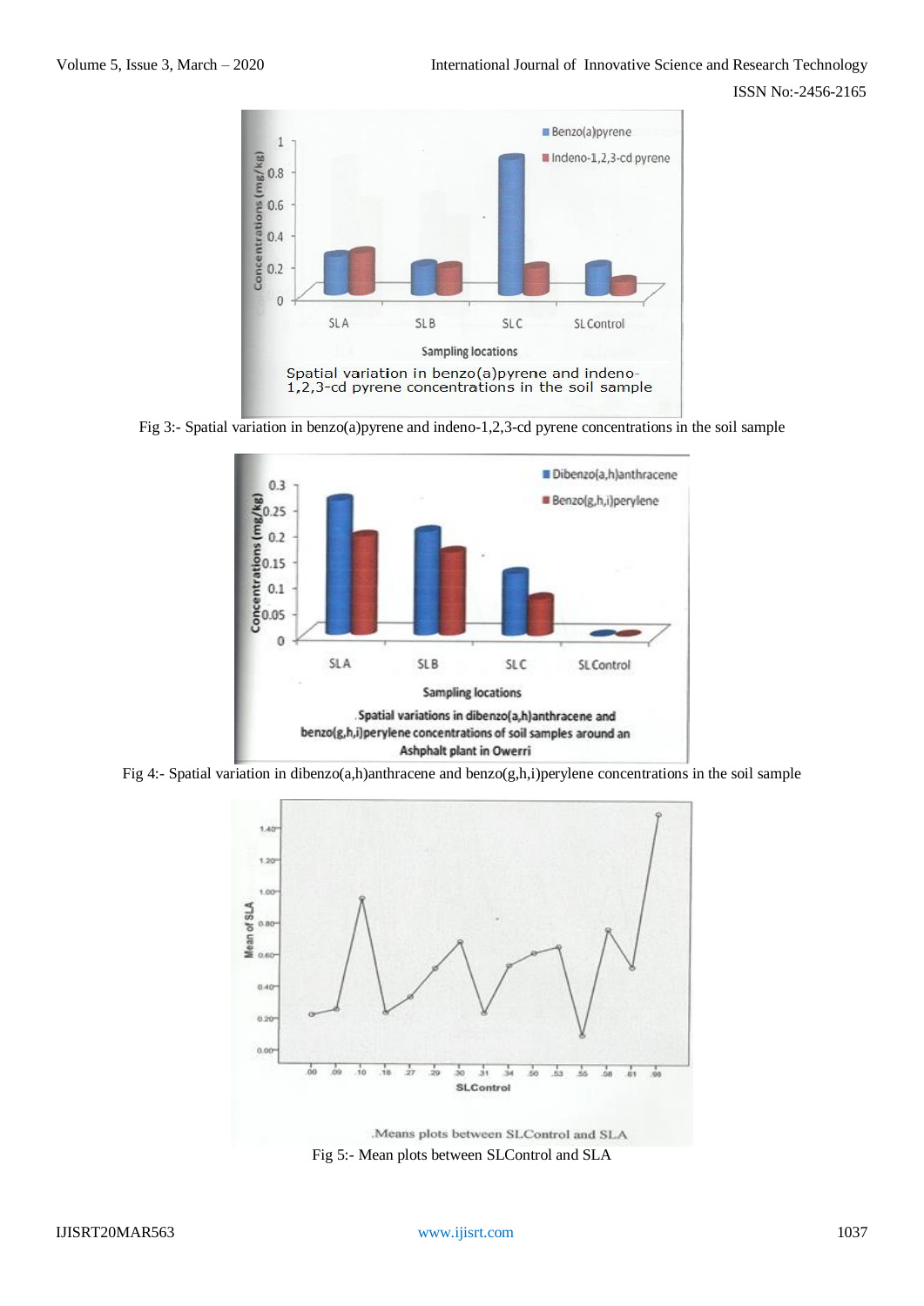Fig 3:- Spatial variation in benzo(a)pyrene and indeno-1,2,3-cd pyrene concentrations in the soil sample

Fig 4:- Spatial variation in dibenzo(a,h)anthracene and benzo(g,h,i)perylene concentrations in the soil sample

Fig 5:- Mean plots between SLControl and SLA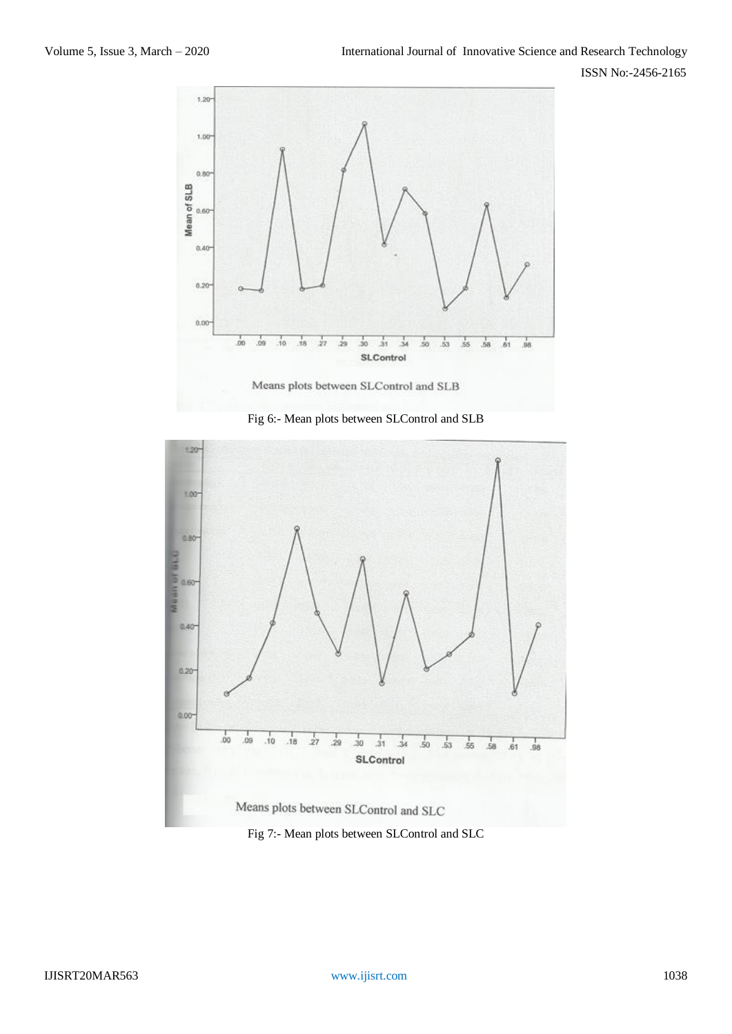Means plots between SLControl and SLB

Fig 6:- Mean plots between SLControl and SLB

Means plots between SLControl and SLC

Fig 7:- Mean plots between SLControl and SLC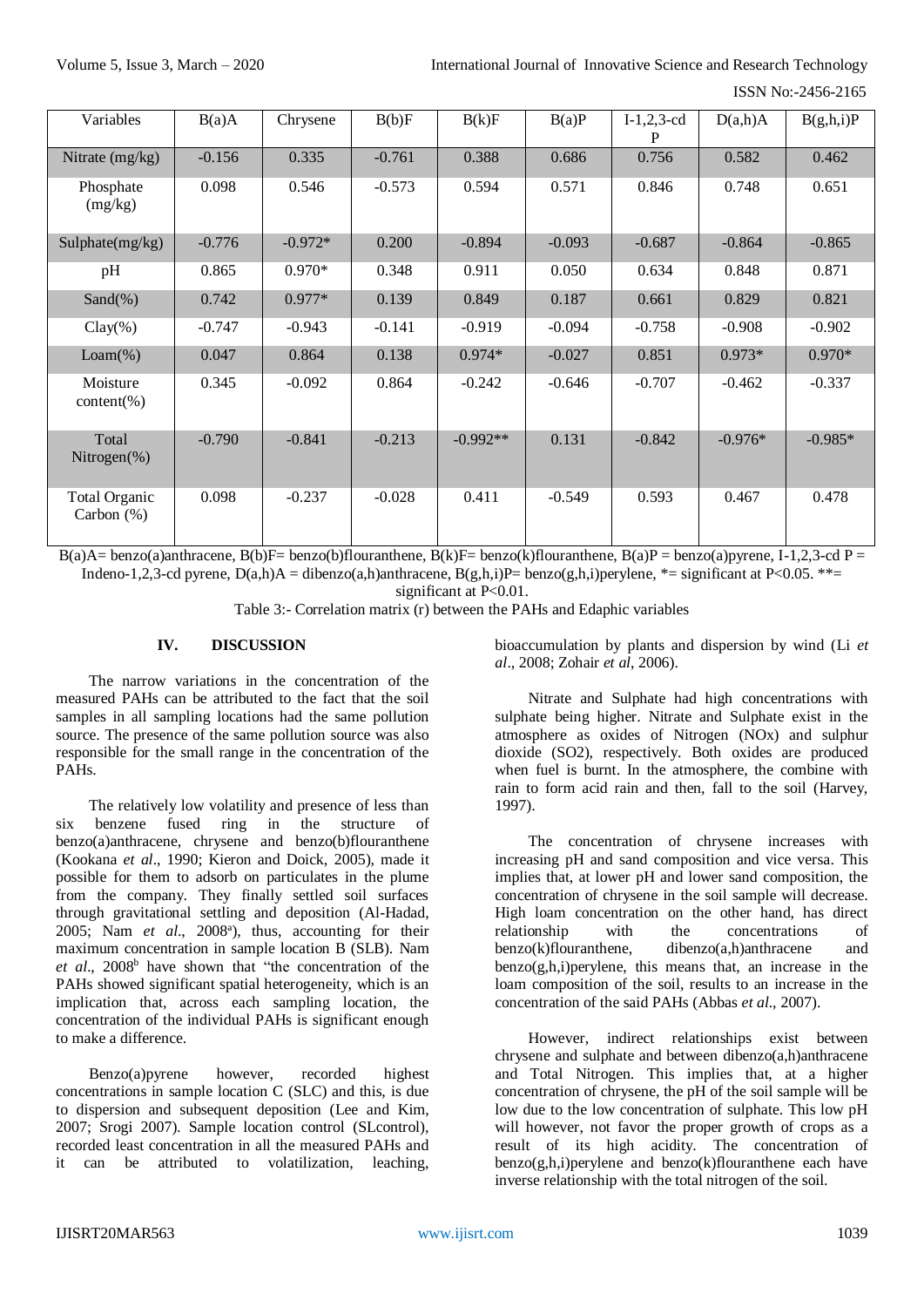| Variables | B(a)A | Chrysene | B(b)F | B(k)F | B(a)P | I-1,2,3-cd P | D(a,h)A | B(g,h,i)P |
|---|---|---|---|---|---|---|---|---|
| Nitrate (mg/kg) | -0.156 | 0.335 | -0.761 | 0.388 | 0.686 | 0.756 | 0.582 | 0.462 |
| Phosphate (mg/kg) | 0.098 | 0.546 | -0.573 | 0.594 | 0.571 | 0.846 | 0.748 | 0.651 |
| Sulphate(mg/kg) | -0.776 | -0.972* | 0.200 | -0.894 | -0.093 | -0.687 | -0.864 | -0.865 |
| pH | 0.865 | 0.970* | 0.348 | 0.911 | 0.050 | 0.634 | 0.848 | 0.871 |
| Sand(%) | 0.742 | 0.977* | 0.139 | 0.849 | 0.187 | 0.661 | 0.829 | 0.821 |
| Clay(%) | -0.747 | -0.943 | -0.141 | -0.919 | -0.094 | -0.758 | -0.908 | -0.902 |
| Loam(%) | 0.047 | 0.864 | 0.138 | 0.974* | -0.027 | 0.851 | 0.973* | 0.970* |
| Moisture content(%) | 0.345 | -0.092 | 0.864 | -0.242 | -0.646 | -0.707 | -0.462 | -0.337 |
| Total Nitrogen(%) | -0.790 | -0.841 | -0.213 | -0.992** | 0.131 | -0.842 | -0.976* | -0.985* |
| Total Organic Carbon (%) | 0.098 | -0.237 | -0.028 | 0.411 | -0.549 | 0.593 | 0.467 | 0.478 |

B(a)A= benzo(a)anthracene, B(b)F= benzo(b)flouranthene, B(k)F= benzo(k)flouranthene, B(a)P = benzo(a)pyrene, I-1,2,3-cd P = Indeno-1,2,3-cd pyrene, D(a,h)A = dibenzo(a,h)anthracene, B(g,h,i)P= benzo(g,h,i)perylene, *= significant at $P<0.05$. **= significant at $P<0.01$.

Table 3:- Correlation matrix (r) between the PAHs and Edaphic variables

## IV. DISCUSSION

The narrow variations in the concentration of the measured PAHs can be attributed to the fact that the soil samples in all sampling locations had the same pollution source. The presence of the same pollution source was also responsible for the small range in the concentration of the PAHs.

The relatively low volatility and presence of less than six benzene fused ring in the structure of benzo(a)anthracene, chrysene and benzo(b)flouranthene (Kookana *et al*., 1990; Kieron and Doick, 2005), made it possible for them to adsorb on particulates in the plume from the company. They finally settled soil surfaces through gravitational settling and deposition (Al-Hadad, 2005; Nam *et al*., 2008[a]), thus, accounting for their maximum concentration in sample location B (SLB). Nam *et al*., 2008[b] have shown that "the concentration of the PAHs showed significant spatial heterogeneity, which is an implication that, across each sampling location, the concentration of the individual PAHs is significant enough to make a difference.

Benzo(a)pyrene however, recorded highest concentrations in sample location C (SLC) and this, is due to dispersion and subsequent deposition (Lee and Kim, 2007; Srogi 2007). Sample location control (SLcontrol), recorded least concentration in all the measured PAHs and it can be attributed to volatilization, leaching, bioaccumulation by plants and dispersion by wind (Li *et al*., 2008; Zohair *et al*, 2006).

Nitrate and Sulphate had high concentrations with sulphate being higher. Nitrate and Sulphate exist in the atmosphere as oxides of Nitrogen (NOx) and sulphur dioxide ($SO_2$), respectively. Both oxides are produced when fuel is burnt. In the atmosphere, the combine with rain to form acid rain and then, fall to the soil (Harvey, 1997).

The concentration of chrysene increases with increasing pH and sand composition and vice versa. This implies that, at lower pH and lower sand composition, the concentration of chrysene in the soil sample will decrease. High loam concentration on the other hand, has direct relationship with the concentrations of benzo(k)flouranthene, dibenzo(a,h)anthracene and benzo(g,h,i)perylene, this means that, an increase in the loam composition of the soil, results to an increase in the concentration of the said PAHs (Abbas *et al*., 2007).

However, indirect relationships exist between chrysene and sulphate and between dibenzo(a,h)anthracene and Total Nitrogen. This implies that, at a higher concentration of chrysene, the pH of the soil sample will be low due to the low concentration of sulphate. This low pH will however, not favor the proper growth of crops as a result of its high acidity. The concentration of benzo(g,h,i)perylene and benzo(k)flouranthene each have inverse relationship with the total nitrogen of the soil.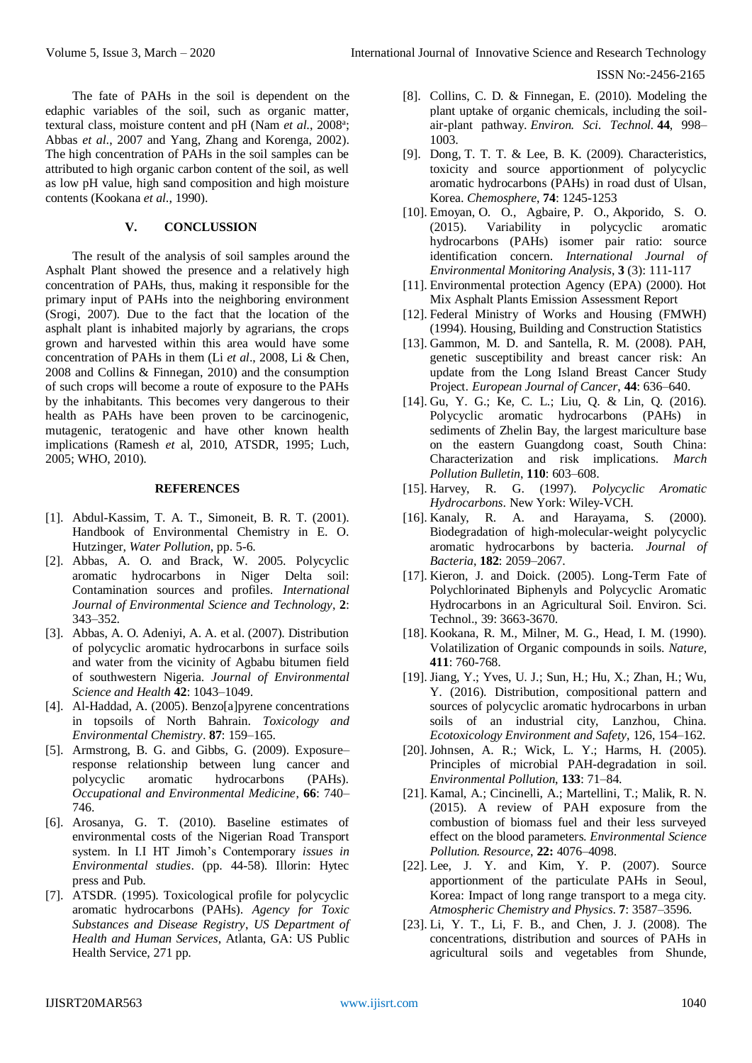The fate of PAHs in the soil is dependent on the edaphic variables of the soil, such as organic matter, textural class, moisture content and pH (Nam *et al.*, 2008[a]; Abbas *et al*., 2007 and Yang, Zhang and Korenga, 2002). The high concentration of PAHs in the soil samples can be attributed to high organic carbon content of the soil, as well as low pH value, high sand composition and high moisture contents (Kookana *et al.*, 1990).

## V. CONCLUSSION

The result of the analysis of soil samples around the Asphalt Plant showed the presence and a relatively high concentration of PAHs, thus, making it responsible for the primary input of PAHs into the neighboring environment (Srogi, 2007). Due to the fact that the location of the asphalt plant is inhabited majorly by agrarians, the crops grown and harvested within this area would have some concentration of PAHs in them (Li *et al*., 2008, Li & Chen, 2008 and Collins & Finnegan, 2010) and the consumption of such crops will become a route of exposure to the PAHs by the inhabitants. This becomes very dangerous to their health as PAHs have been proven to be carcinogenic, mutagenic, teratogenic and have other known health implications (Ramesh *et* al, 2010, ATSDR, 1995; Luch, 2005; WHO, 2010).

## REFERENCES

[1]. Abdul-Kassim, T. A. T., Simoneit, B. R. T. (2001). Handbook of Environmental Chemistry in E. O. Hutzinger, *Water Pollution*, pp. 5-6.

[2]. Abbas, A. O. and Brack, W. 2005. Polycyclic aromatic hydrocarbons in Niger Delta soil: Contamination sources and profiles. *International Journal of Environmental Science and Technology*, **2**: 343–352.

[3]. Abbas, A. O. Adeniyi, A. A. et al. (2007). Distribution of polycyclic aromatic hydrocarbons in surface soils and water from the vicinity of Agbabu bitumen field of southwestern Nigeria. *Journal of Environmental Science and Health* **42**: 1043–1049.

[4]. Al-Haddad, A. (2005). Benzo[a]pyrene concentrations in topsoils of North Bahrain. *Toxicology and Environmental Chemistry*. **87**: 159–165.

[5]. Armstrong, B. G. and Gibbs, G. (2009). Exposure–response relationship between lung cancer and polycyclic aromatic hydrocarbons (PAHs). *Occupational and Environmental Medicine*, **66**: 740–746.

[6]. Arosanya, G. T. (2010). Baseline estimates of environmental costs of the Nigerian Road Transport system. In I.I HT Jimoh's Contemporary *issues in Environmental studies*. (pp. 44-58). Illorin: Hytec press and Pub.

[7]. ATSDR. (1995). Toxicological profile for polycyclic aromatic hydrocarbons (PAHs). *Agency for Toxic Substances and Disease Registry, US Department of Health and Human Services*, Atlanta, GA: US Public Health Service, 271 pp.

[8]. Collins, C. D. & Finnegan, E. (2010). Modeling the plant uptake of organic chemicals, including the soil-air-plant pathway. *Environ. Sci. Technol.* **44**, 998–1003.

[9]. Dong, T. T. T. & Lee, B. K. (2009). Characteristics, toxicity and source apportionment of polycyclic aromatic hydrocarbons (PAHs) in road dust of Ulsan, Korea. *Chemosphere*, **74**: 1245-1253

[10]. Emoyan, O. O., Agbaire, P. O., Akporido, S. O. (2015). Variability in polycyclic aromatic hydrocarbons (PAHs) isomer pair ratio: source identification concern. *International Journal of Environmental Monitoring Analysis*, **3** (3): 111-117

[11]. Environmental protection Agency (EPA) (2000). Hot Mix Asphalt Plants Emission Assessment Report

[12]. Federal Ministry of Works and Housing (FMWH) (1994). Housing, Building and Construction Statistics

[13]. Gammon, M. D. and Santella, R. M. (2008). PAH, genetic susceptibility and breast cancer risk: An update from the Long Island Breast Cancer Study Project. *European Journal of Cancer*, **44**: 636–640.

[14]. Gu, Y. G.; Ke, C. L.; Liu, Q. & Lin, Q. (2016). Polycyclic aromatic hydrocarbons (PAHs) in sediments of Zhelin Bay, the largest mariculture base on the eastern Guangdong coast, South China: Characterization and risk implications. *March Pollution Bulletin*, **110**: 603–608.

[15]. Harvey, R. G. (1997). *Polycyclic Aromatic Hydrocarbons*. New York: Wiley-VCH.

[16]. Kanaly, R. A. and Harayama, S. (2000). Biodegradation of high-molecular-weight polycyclic aromatic hydrocarbons by bacteria. *Journal of Bacteria*, **182**: 2059–2067.

[17]. Kieron, J. and Doick. (2005). Long-Term Fate of Polychlorinated Biphenyls and Polycyclic Aromatic Hydrocarbons in an Agricultural Soil. Environ. Sci. Technol., 39: 3663-3670.

[18]. Kookana, R. M., Milner, M. G., Head, I. M. (1990). Volatilization of Organic compounds in soils. *Nature*, **411**: 760-768.

[19]. Jiang, Y.; Yves, U. J.; Sun, H.; Hu, X.; Zhan, H.; Wu, Y. (2016). Distribution, compositional pattern and sources of polycyclic aromatic hydrocarbons in urban soils of an industrial city, Lanzhou, China. *Ecotoxicology Environment and Safety*, 126, 154–162.

[20]. Johnsen, A. R.; Wick, L. Y.; Harms, H. (2005). Principles of microbial PAH-degradation in soil. *Environmental Pollution*, **133**: 71–84.

[21]. Kamal, A.; Cincinelli, A.; Martellini, T.; Malik, R. N. (2015). A review of PAH exposure from the combustion of biomass fuel and their less surveyed effect on the blood parameters. *Environmental Science Pollution. Resource*, **22:** 4076–4098.

[22]. Lee, J. Y. and Kim, Y. P. (2007). Source apportionment of the particulate PAHs in Seoul, Korea: Impact of long range transport to a mega city. *Atmospheric Chemistry and Physics*. **7**: 3587–3596.

[23]. Li, Y. T., Li, F. B., and Chen, J. J. (2008). The concentrations, distribution and sources of PAHs in agricultural soils and vegetables from Shunde,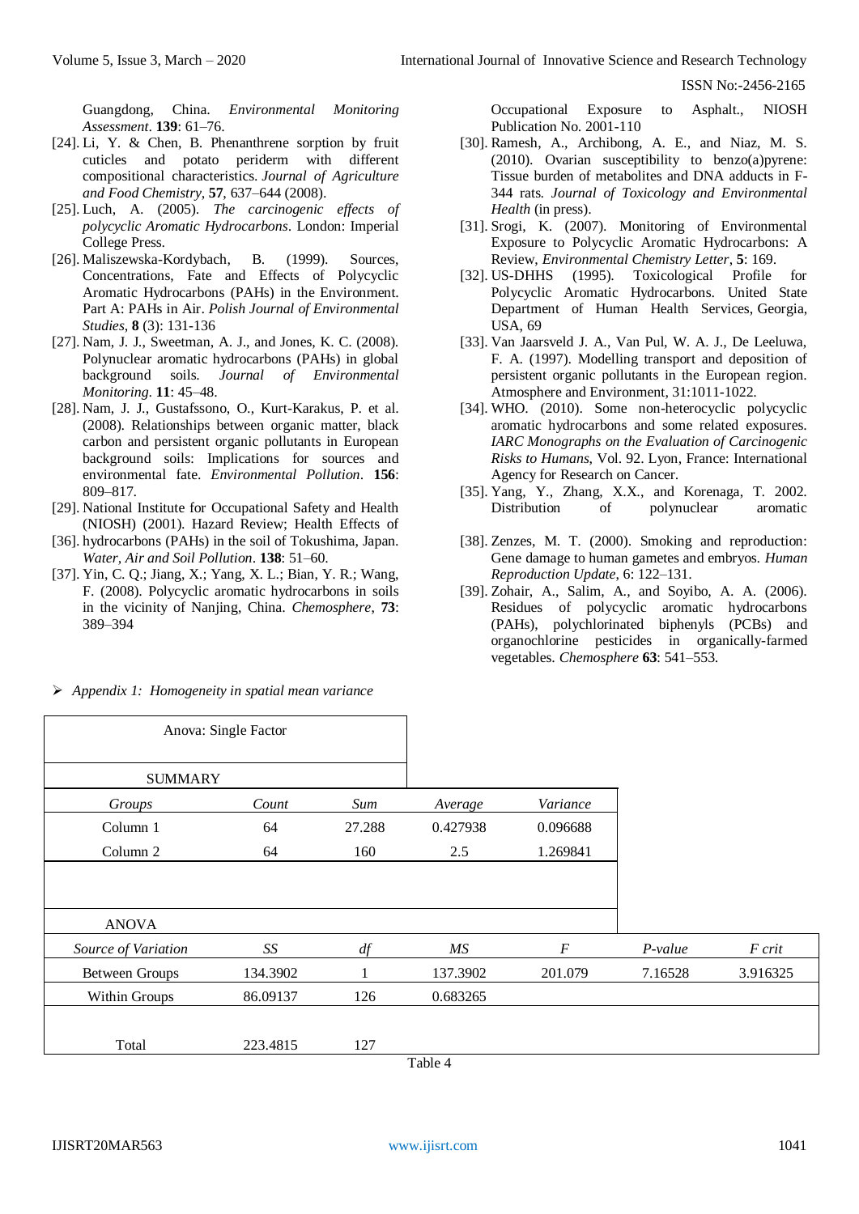Guangdong, China. *Environmental Monitoring Assessment*. **139**: 61–76.

[24]. Li, Y. & Chen, B. Phenanthrene sorption by fruit cuticles and potato periderm with different compositional characteristics. *Journal of Agriculture and Food Chemistry*, **57**, 637–644 (2008).

[25]. Luch, A. (2005). *The carcinogenic effects of polycyclic Aromatic Hydrocarbons*. London: Imperial College Press.

[26]. Maliszewska-Kordybach, B. (1999). Sources, Concentrations, Fate and Effects of Polycyclic Aromatic Hydrocarbons (PAHs) in the Environment. Part A: PAHs in Air. *Polish Journal of Environmental Studies*, **8** (3): 131-136

[27]. Nam, J. J., Sweetman, A. J., and Jones, K. C. (2008). Polynuclear aromatic hydrocarbons (PAHs) in global background soils. *Journal of Environmental Monitoring*. **11**: 45–48.

[28]. Nam, J. J., Gustafssono, O., Kurt-Karakus, P. et al. (2008). Relationships between organic matter, black carbon and persistent organic pollutants in European background soils: Implications for sources and environmental fate. *Environmental Pollution*. **156**: 809–817.

[29]. National Institute for Occupational Safety and Health (NIOSH) (2001). Hazard Review; Health Effects of Occupational Exposure to Asphalt., NIOSH Publication No. 2001-110

[30]. Ramesh, A., Archibong, A. E., and Niaz, M. S. (2010). Ovarian susceptibility to benzo(a)pyrene: Tissue burden of metabolites and DNA adducts in F-344 rats. *Journal of Toxicology and Environmental Health* (in press).

[31]. Srogi, K. (2007). Monitoring of Environmental Exposure to Polycyclic Aromatic Hydrocarbons: A Review, *Environmental Chemistry Letter*, **5**: 169.

[32]. US-DHHS (1995). Toxicological Profile for Polycyclic Aromatic Hydrocarbons. United State Department of Human Health Services, Georgia, USA, 69

[33]. Van Jaarsveld J. A., Van Pul, W. A. J., De Leeluwa, F. A. (1997). Modelling transport and deposition of persistent organic pollutants in the European region. Atmosphere and Environment, 31:1011-1022.

[34]. WHO. (2010). Some non-heterocyclic polycyclic aromatic hydrocarbons and some related exposures. *IARC Monographs on the Evaluation of Carcinogenic Risks to Humans*, Vol. 92. Lyon, France: International Agency for Research on Cancer.

[35]. Yang, Y., Zhang, X.X., and Korenaga, T. 2002. Distribution of polynuclear aromatic

[36]. hydrocarbons (PAHs) in the soil of Tokushima, Japan. *Water, Air and Soil Pollution*. **138**: 51–60.

[37]. Yin, C. Q.; Jiang, X.; Yang, X. L.; Bian, Y. R.; Wang, F. (2008). Polycyclic aromatic hydrocarbons in soils in the vicinity of Nanjing, China. *Chemosphere*, **73**: 389–394

[38]. Zenzes, M. T. (2000). Smoking and reproduction: Gene damage to human gametes and embryos. *Human Reproduction Update*, 6: 122–131.

[39]. Zohair, A., Salim, A., and Soyibo, A. A. (2006). Residues of polycyclic aromatic hydrocarbons (PAHs), polychlorinated biphenyls (PCBs) and organochlorine pesticides in organically-farmed vegetables. *Chemosphere* **63**: 541–553.

- *Appendix 1: Homogeneity in spatial mean variance*

Anova: Single Factor

SUMMARY

| *Groups* | *Count* | *Sum* | *Average* | *Variance* |
|---|---|---|---|---|
| Column 1 | 64 | 27.288 | 0.427938 | 0.096688 |
| Column 2 | 64 | 160 | 2.5 | 1.269841 |

ANOVA

| *Source of Variation* | *SS* | *df* | *MS* | *F* | *P-value* | *F crit* |
|---|---|---|---|---|---|---|
| Between Groups | 134.3902 | 1 | 137.3902 | 201.079 | 7.16528 | 3.916325 |
| Within Groups | 86.09137 | 126 | 0.683265 | | | |
| | | | | | | |
| Total | 223.4815 | 127 | | | | |

Table 4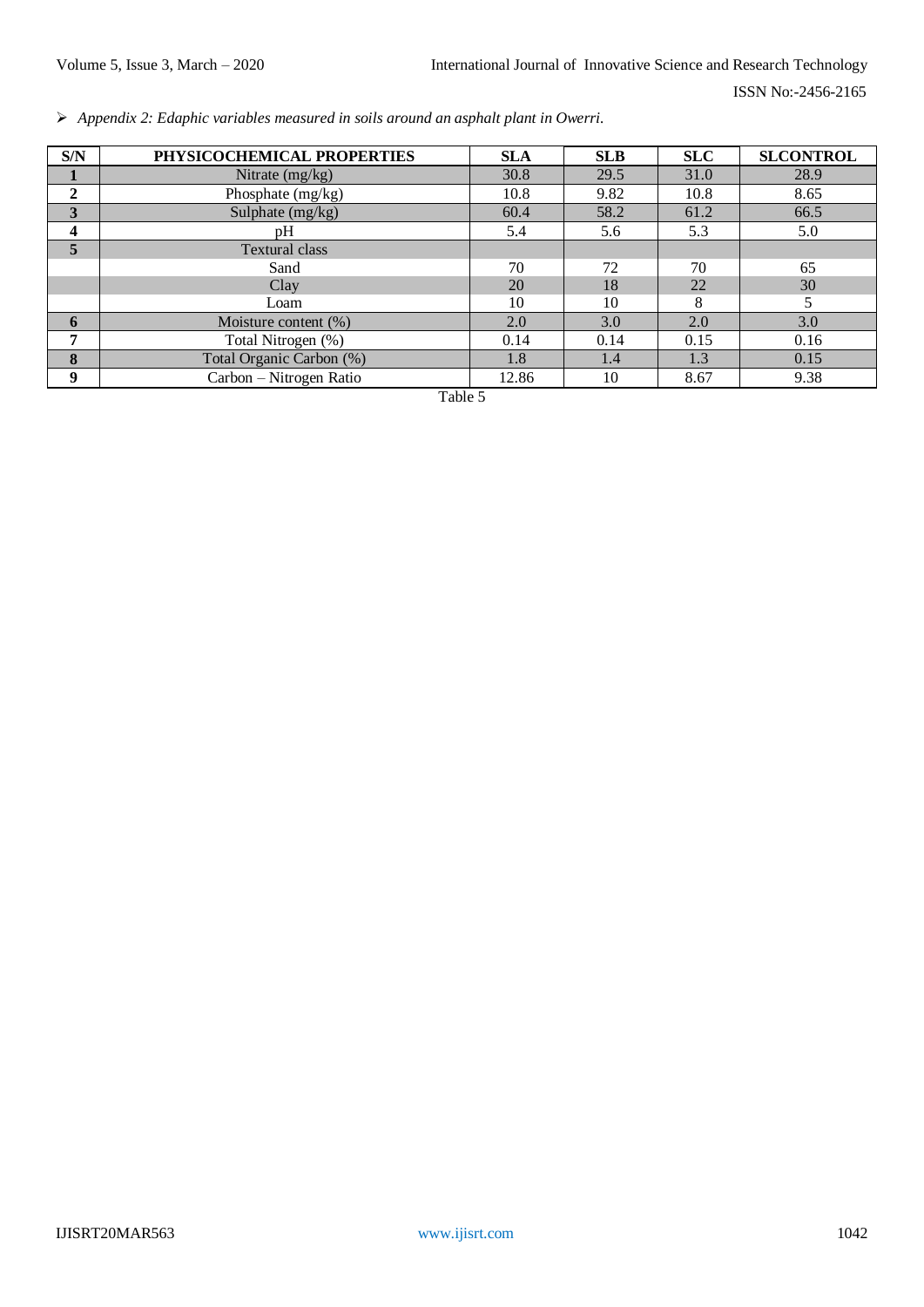- *Appendix 2: Edaphic variables measured in soils around an asphalt plant in Owerri.*

| S/N | PHYSICOCHEMICAL PROPERTIES | SLA | SLB | SLC | SLCONTROL |
|---|---|---|---|---|---|
| 1 | Nitrate (mg/kg) | 30.8 | 29.5 | 31.0 | 28.9 |
| 2 | Phosphate (mg/kg) | 10.8 | 9.82 | 10.8 | 8.65 |
| 3 | Sulphate (mg/kg) | 60.4 | 58.2 | 61.2 | 66.5 |
| 4 | pH | 5.4 | 5.6 | 5.3 | 5.0 |
| 5 | Textural class | | | | |
| | Sand | 70 | 72 | 70 | 65 |
| | Clay | 20 | 18 | 22 | 30 |
| | Loam | 10 | 10 | 8 | 5 |
| 6 | Moisture content (%) | 2.0 | 3.0 | 2.0 | 3.0 |
| 7 | Total Nitrogen (%) | 0.14 | 0.14 | 0.15 | 0.16 |
| 8 | Total Organic Carbon (%) | 1.8 | 1.4 | 1.3 | 0.15 |
| 9 | Carbon – Nitrogen Ratio | 12.86 | 10 | 8.67 | 9.38 |

Table 5